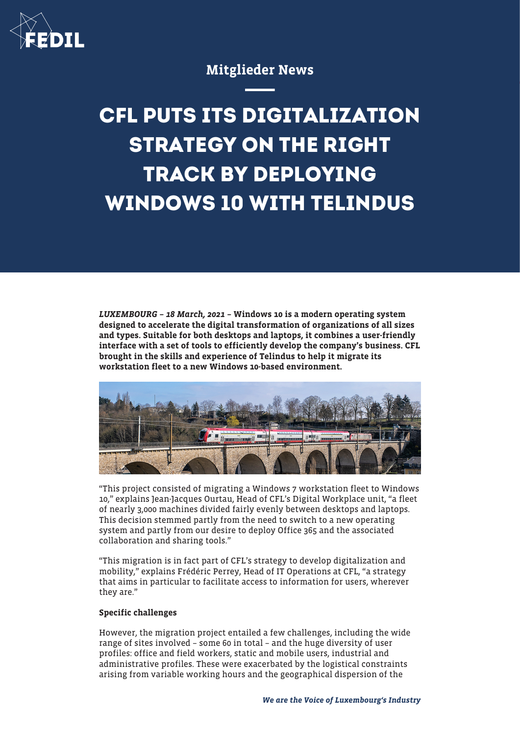Mitglieder News

# CFL PUTS ITS DIGITALIZATION STRATEGY ON THE RIGHT TRACK BY DEPLOYING WINDOWS 10 WITH TELINDUS

***LUXEMBOURG – 18 March, 2021*** **– Windows 10 is a modern operating system designed to accelerate the digital transformation of organizations of all sizes and types. Suitable for both desktops and laptops, it combines a user-friendly interface with a set of tools to efficiently develop the company's business. CFL brought in the skills and experience of Telindus to help it migrate its workstation fleet to a new Windows 10-based environment.**

"This project consisted of migrating a Windows 7 workstation fleet to Windows 10," explains Jean-Jacques Ourtau, Head of CFL's Digital Workplace unit, "a fleet of nearly 3,000 machines divided fairly evenly between desktops and laptops. This decision stemmed partly from the need to switch to a new operating system and partly from our desire to deploy Office 365 and the associated collaboration and sharing tools."

"This migration is in fact part of CFL's strategy to develop digitalization and mobility," explains Frédéric Perrey, Head of IT Operations at CFL, "a strategy that aims in particular to facilitate access to information for users, wherever they are."

**Specific challenges**

However, the migration project entailed a few challenges, including the wide range of sites involved – some 60 in total – and the huge diversity of user profiles: office and field workers, static and mobile users, industrial and administrative profiles. These were exacerbated by the logistical constraints arising from variable working hours and the geographical dispersion of the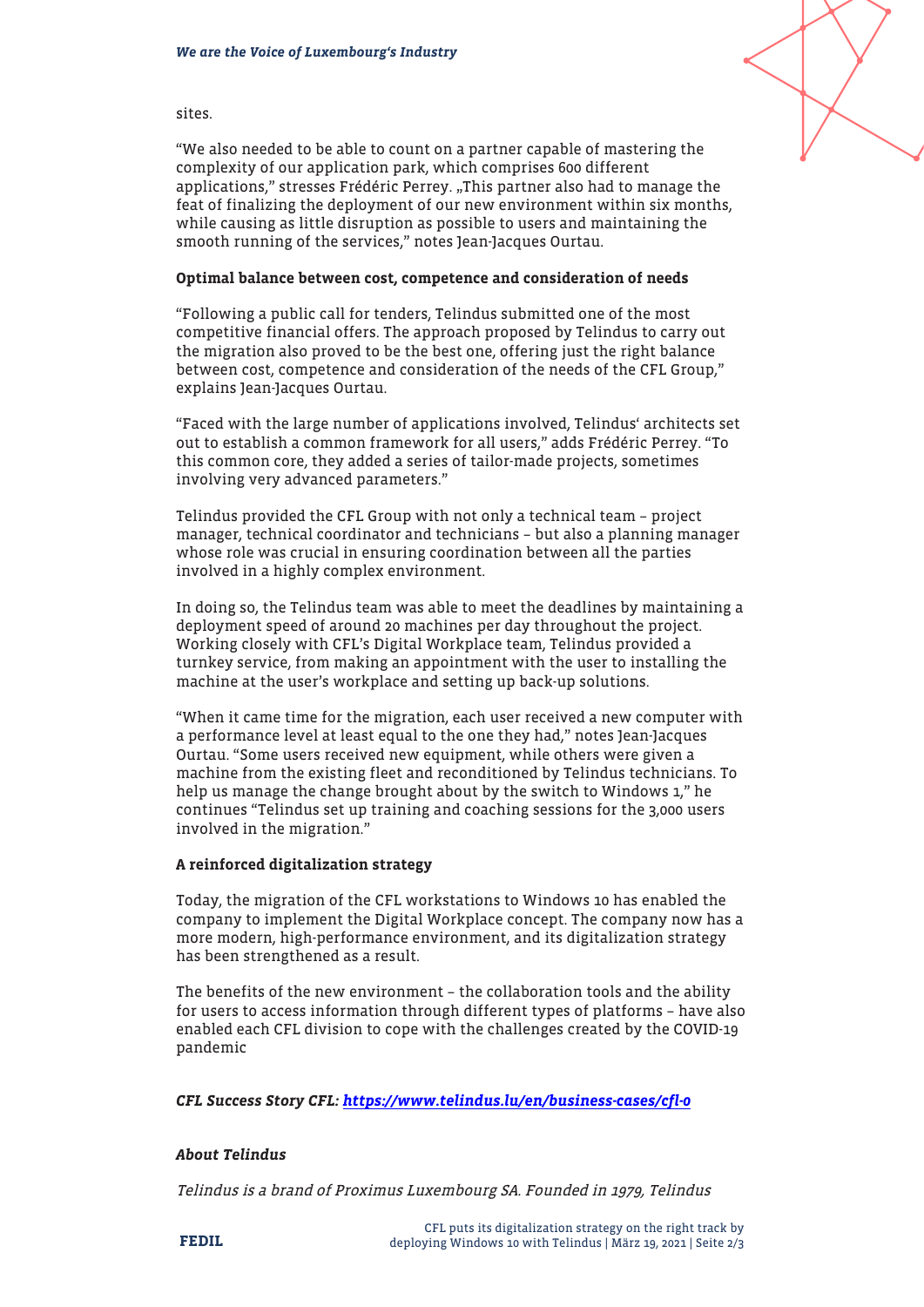sites.

"We also needed to be able to count on a partner capable of mastering the complexity of our application park, which comprises 600 different applications," stresses Frédéric Perrey. „This partner also had to manage the feat of finalizing the deployment of our new environment within six months, while causing as little disruption as possible to users and maintaining the smooth running of the services," notes Jean-Jacques Ourtau.

**Optimal balance between cost, competence and consideration of needs**

"Following a public call for tenders, Telindus submitted one of the most competitive financial offers. The approach proposed by Telindus to carry out the migration also proved to be the best one, offering just the right balance between cost, competence and consideration of the needs of the CFL Group," explains Jean-Jacques Ourtau.

"Faced with the large number of applications involved, Telindus' architects set out to establish a common framework for all users," adds Frédéric Perrey. "To this common core, they added a series of tailor-made projects, sometimes involving very advanced parameters."

Telindus provided the CFL Group with not only a technical team – project manager, technical coordinator and technicians – but also a planning manager whose role was crucial in ensuring coordination between all the parties involved in a highly complex environment.

In doing so, the Telindus team was able to meet the deadlines by maintaining a deployment speed of around 20 machines per day throughout the project. Working closely with CFL's Digital Workplace team, Telindus provided a turnkey service, from making an appointment with the user to installing the machine at the user's workplace and setting up back-up solutions.

"When it came time for the migration, each user received a new computer with a performance level at least equal to the one they had," notes Jean-Jacques Ourtau. "Some users received new equipment, while others were given a machine from the existing fleet and reconditioned by Telindus technicians. To help us manage the change brought about by the switch to Windows 1," he continues "Telindus set up training and coaching sessions for the 3,000 users involved in the migration."

**A reinforced digitalization strategy**

Today, the migration of the CFL workstations to Windows 10 has enabled the company to implement the Digital Workplace concept. The company now has a more modern, high-performance environment, and its digitalization strategy has been strengthened as a result.

The benefits of the new environment – the collaboration tools and the ability for users to access information through different types of platforms – have also enabled each CFL division to cope with the challenges created by the COVID-19 pandemic

***CFL Success Story CFL: https://www.telindus.lu/en/business-cases/cfl-0***

***About Telindus***

*Telindus is a brand of Proximus Luxembourg SA. Founded in 1979, Telindus*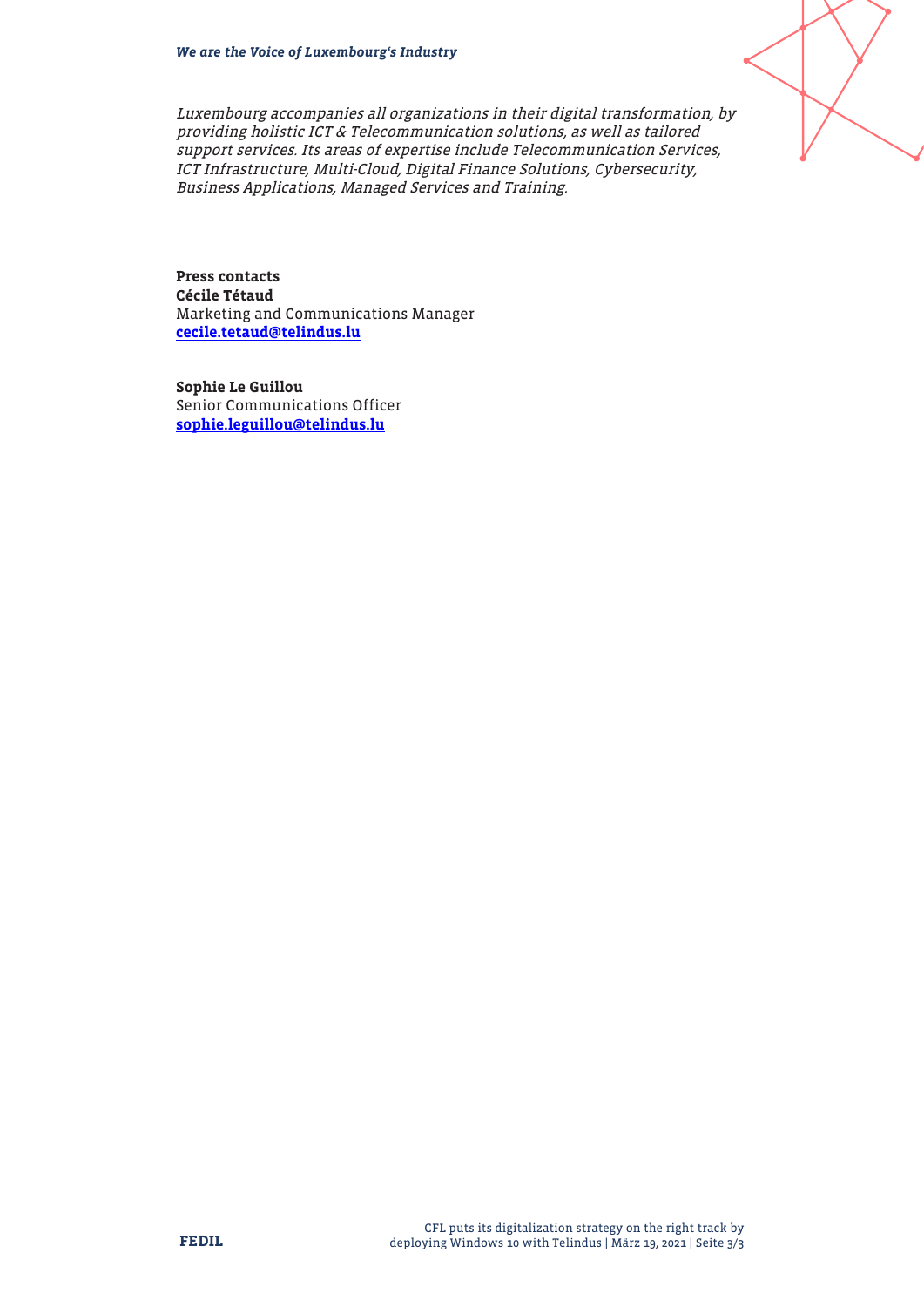*Luxembourg accompanies all organizations in their digital transformation, by providing holistic ICT & Telecommunication solutions, as well as tailored support services. Its areas of expertise include Telecommunication Services, ICT Infrastructure, Multi-Cloud, Digital Finance Solutions, Cybersecurity, Business Applications, Managed Services and Training.*

**Press contacts**
**Cécile Tétaud**
Marketing and Communications Manager
**cecile.tetaud@telindus.lu**

**Sophie Le Guillou**
Senior Communications Officer
**sophie.leguillou@telindus.lu**